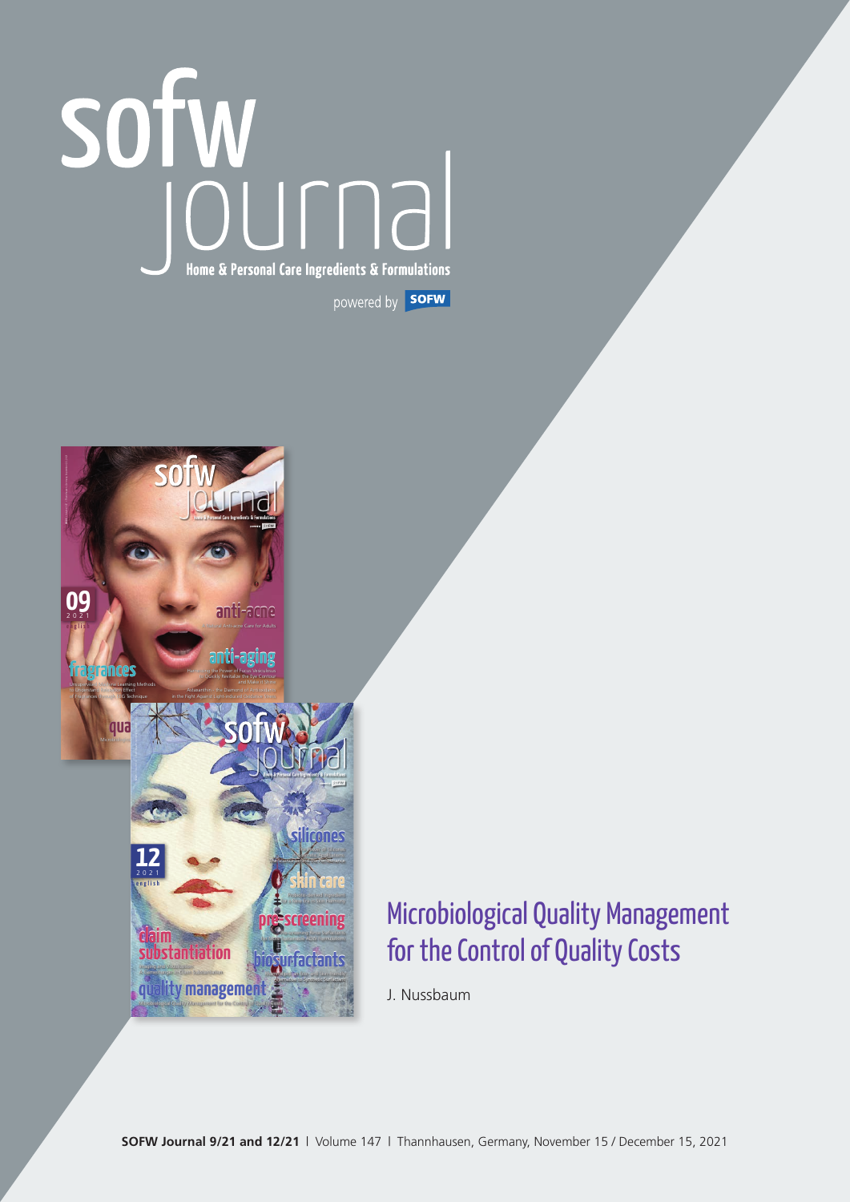# sofw journal

Home & Personal Care Ingredients & Formulations

powered by SOFW

## Microbiological Quality Management for the Control of Quality Costs

J. Nussbaum

**SOFW Journal 9/21 and 12/21** | Volume 147 | Thannhausen, Germany, November 15 / December 15, 2021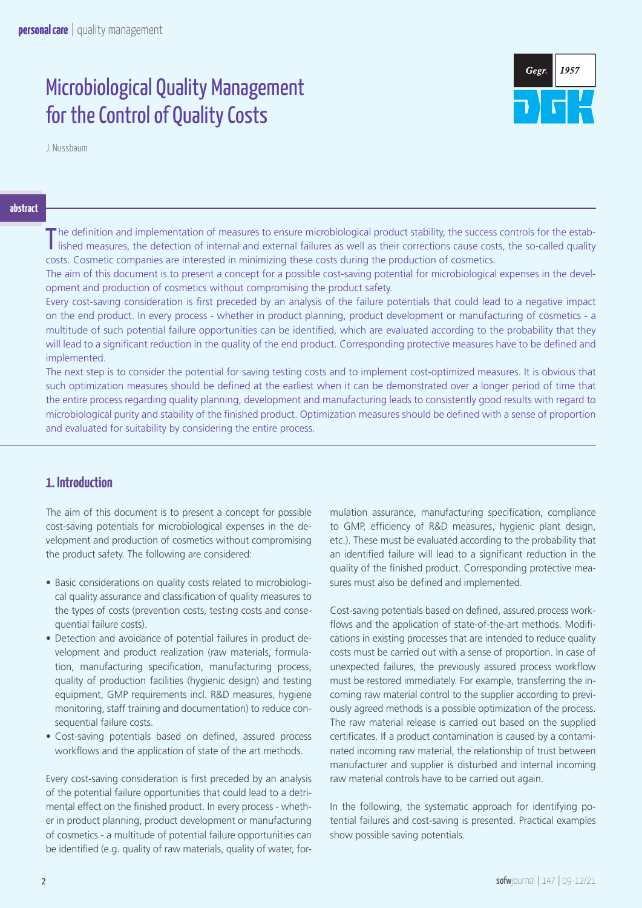# Microbiological Quality Management for the Control of Quality Costs

J. Nussbaum

**abstract**

The definition and implementation of measures to ensure microbiological product stability, the success controls for the established measures, the detection of internal and external failures as well as their corrections cause costs, the so-called quality costs. Cosmetic companies are interested in minimizing these costs during the production of cosmetics.

The aim of this document is to present a concept for a possible cost-saving potential for microbiological expenses in the development and production of cosmetics without compromising the product safety.

Every cost-saving consideration is first preceded by an analysis of the failure potentials that could lead to a negative impact on the end product. In every process - whether in product planning, product development or manufacturing of cosmetics - a multitude of such potential failure opportunities can be identified, which are evaluated according to the probability that they will lead to a significant reduction in the quality of the end product. Corresponding protective measures have to be defined and implemented.

The next step is to consider the potential for saving testing costs and to implement cost-optimized measures. It is obvious that such optimization measures should be defined at the earliest when it can be demonstrated over a longer period of time that the entire process regarding quality planning, development and manufacturing leads to consistently good results with regard to microbiological purity and stability of the finished product. Optimization measures should be defined with a sense of proportion and evaluated for suitability by considering the entire process.

## 1. Introduction

The aim of this document is to present a concept for possible cost-saving potentials for microbiological expenses in the development and production of cosmetics without compromising the product safety. The following are considered:

- Basic considerations on quality costs related to microbiological quality assurance and classification of quality measures to the types of costs (prevention costs, testing costs and consequential failure costs).
- Detection and avoidance of potential failures in product development and product realization (raw materials, formulation, manufacturing specification, manufacturing process, quality of production facilities (hygienic design) and testing equipment, GMP requirements incl. R&D measures, hygiene monitoring, staff training and documentation) to reduce consequential failure costs.
- Cost-saving potentials based on defined, assured process workflows and the application of state of the art methods.

Every cost-saving consideration is first preceded by an analysis of the potential failure opportunities that could lead to a detrimental effect on the finished product. In every process - whether in product planning, product development or manufacturing of cosmetics - a multitude of potential failure opportunities can be identified (e.g. quality of raw materials, quality of water, formulation assurance, manufacturing specification, compliance to GMP, efficiency of R&D measures, hygienic plant design, etc.). These must be evaluated according to the probability that an identified failure will lead to a significant reduction in the quality of the finished product. Corresponding protective measures must also be defined and implemented.

Cost-saving potentials based on defined, assured process workflows and the application of state-of-the-art methods. Modifications in existing processes that are intended to reduce quality costs must be carried out with a sense of proportion. In case of unexpected failures, the previously assured process workflow must be restored immediately. For example, transferring the incoming raw material control to the supplier according to previously agreed methods is a possible optimization of the process. The raw material release is carried out based on the supplied certificates. If a product contamination is caused by a contaminated incoming raw material, the relationship of trust between manufacturer and supplier is disturbed and internal incoming raw material controls have to be carried out again.

In the following, the systematic approach for identifying potential failures and cost-saving is presented. Practical examples show possible saving potentials.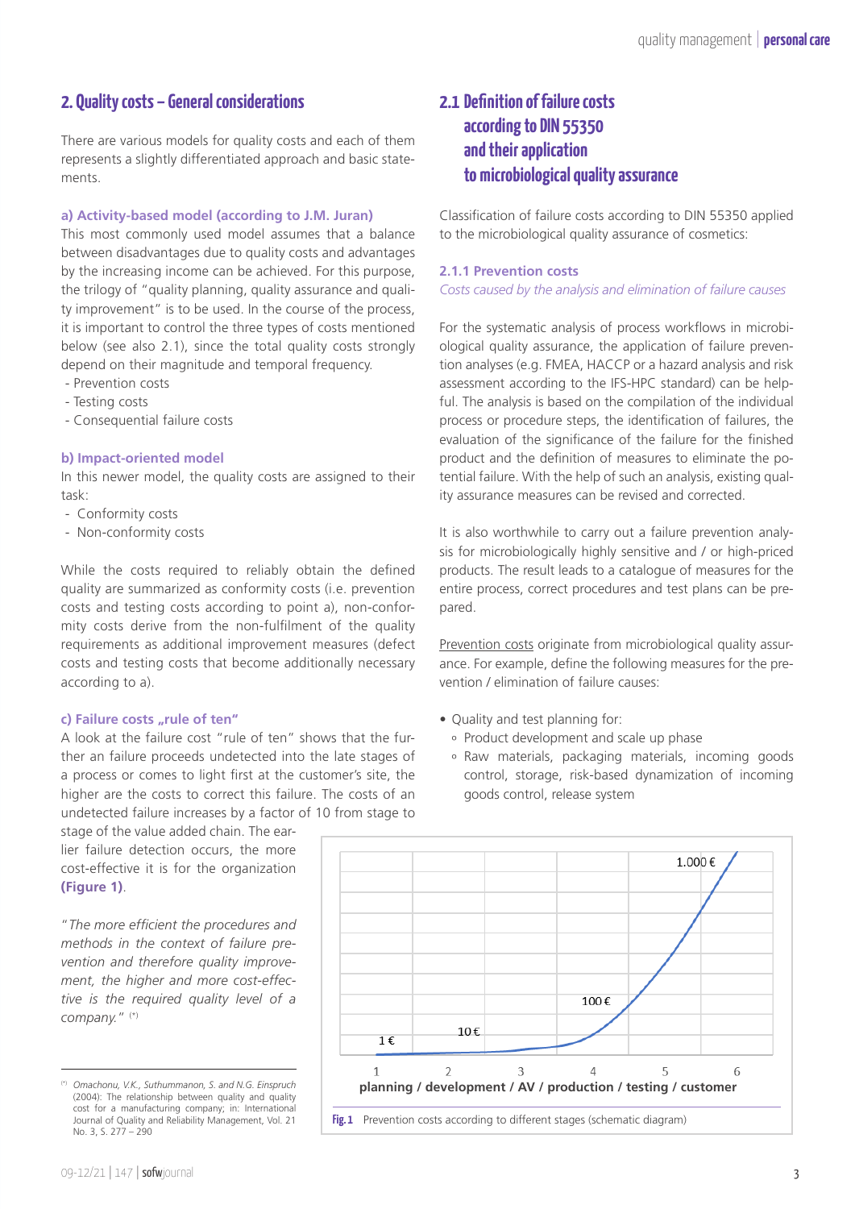## 2. Quality costs – General considerations

There are various models for quality costs and each of them represents a slightly differentiated approach and basic statements.

**a) Activity-based model (according to J.M. Juran)**

This most commonly used model assumes that a balance between disadvantages due to quality costs and advantages by the increasing income can be achieved. For this purpose, the trilogy of "quality planning, quality assurance and quality improvement" is to be used. In the course of the process, it is important to control the three types of costs mentioned below (see also 2.1), since the total quality costs strongly depend on their magnitude and temporal frequency.

- Prevention costs
- Testing costs
- Consequential failure costs

**b) Impact-oriented model**

In this newer model, the quality costs are assigned to their task:

- Conformity costs
- Non-conformity costs

While the costs required to reliably obtain the defined quality are summarized as conformity costs (i.e. prevention costs and testing costs according to point a), non-conformity costs derive from the non-fulfilment of the quality requirements as additional improvement measures (defect costs and testing costs that become additionally necessary according to a).

**c) Failure costs „rule of ten"**

A look at the failure cost "rule of ten" shows that the further an failure proceeds undetected into the late stages of a process or comes to light first at the customer's site, the higher are the costs to correct this failure. The costs of an undetected failure increases by a factor of 10 from stage to stage of the value added chain. The earlier failure detection occurs, the more cost-effective it is for the organization **(Figure 1)**.

*"The more efficient the procedures and methods in the context of failure prevention and therefore quality improvement, the higher and more cost-effective is the required quality level of a company."* [(*)]

## 2.1 Definition of failure costs according to DIN 55350 and their application to microbiological quality assurance

Classification of failure costs according to DIN 55350 applied to the microbiological quality assurance of cosmetics:

### 2.1.1 Prevention costs

*Costs caused by the analysis and elimination of failure causes*

For the systematic analysis of process workflows in microbiological quality assurance, the application of failure prevention analyses (e.g. FMEA, HACCP or a hazard analysis and risk assessment according to the IFS-HPC standard) can be helpful. The analysis is based on the compilation of the individual process or procedure steps, the identification of failures, the evaluation of the significance of the failure for the finished product and the definition of measures to eliminate the potential failure. With the help of such an analysis, existing quality assurance measures can be revised and corrected.

It is also worthwhile to carry out a failure prevention analysis for microbiologically highly sensitive and / or high-priced products. The result leads to a catalogue of measures for the entire process, correct procedures and test plans can be prepared.

Prevention costs originate from microbiological quality assurance. For example, define the following measures for the prevention / elimination of failure causes:

- Quality and test planning for:
  - Product development and scale up phase
  - Raw materials, packaging materials, incoming goods control, storage, risk-based dynamization of incoming goods control, release system

| Stage | Cost |
| --- | --- |
| 1 | 1 € |
| 2 | 10 € |
| 3 | |
| 4 | 100 € |
| 5 | |
| 6 | 1.000 € |

planning / development / AV / production / testing / customer

**Fig. 1** Prevention costs according to different stages (schematic diagram)

(*) Omachonu, V.K., Suthummanon, S. and N.G. Einspruch (2004): The relationship between quality and quality cost for a manufacturing company; in: International Journal of Quality and Reliability Management, Vol. 21 No. 3, S. 277 – 290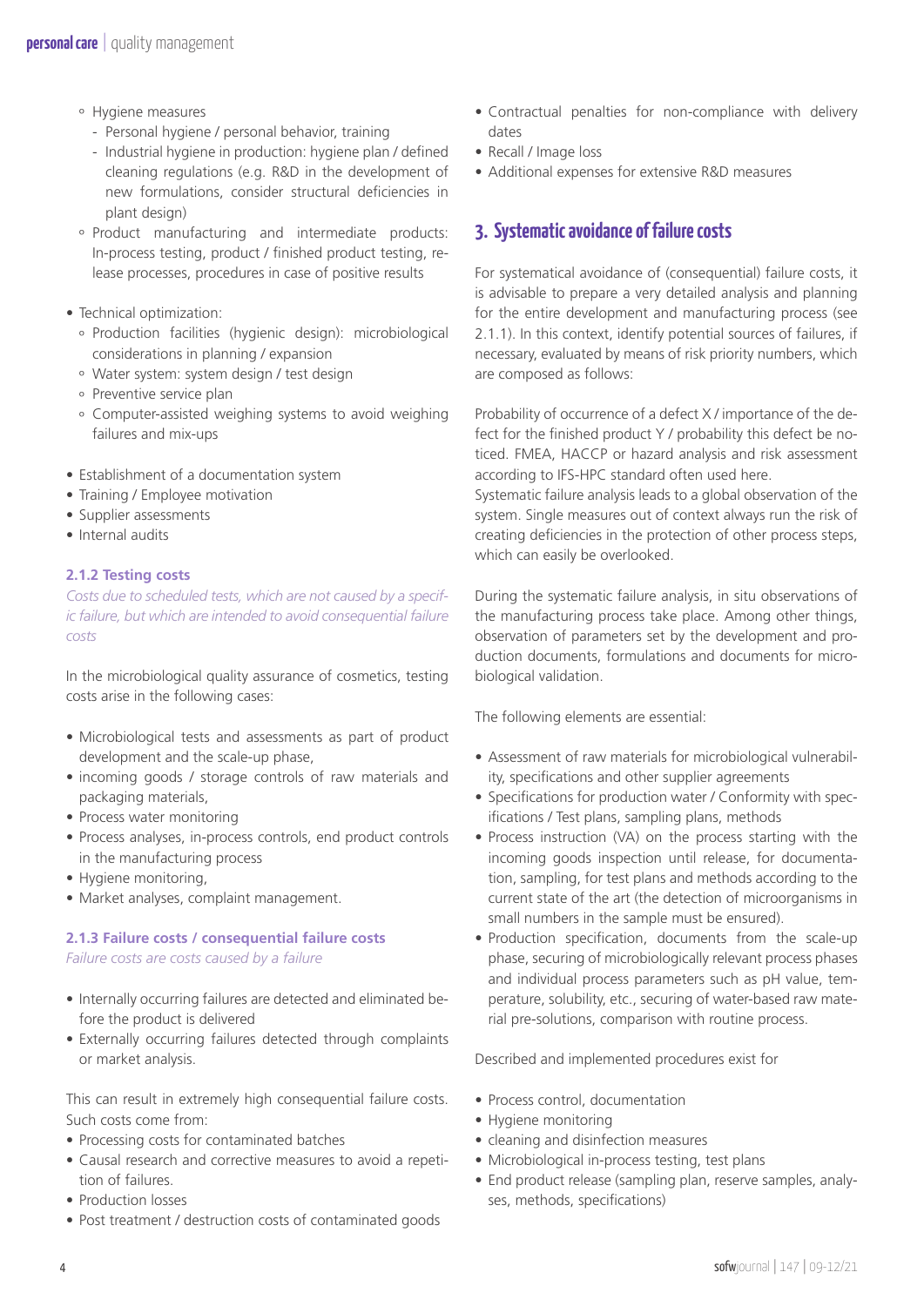- Hygiene measures
  - Personal hygiene / personal behavior, training
  - Industrial hygiene in production: hygiene plan / defined cleaning regulations (e.g. R&D in the development of new formulations, consider structural deficiencies in plant design)
- Product manufacturing and intermediate products: In-process testing, product / finished product testing, release processes, procedures in case of positive results

- Technical optimization:
  - Production facilities (hygienic design): microbiological considerations in planning / expansion
  - Water system: system design / test design
  - Preventive service plan
  - Computer-assisted weighing systems to avoid weighing failures and mix-ups

- Establishment of a documentation system
- Training / Employee motivation
- Supplier assessments
- Internal audits

#### 2.1.2 Testing costs

*Costs due to scheduled tests, which are not caused by a specific failure, but which are intended to avoid consequential failure costs*

In the microbiological quality assurance of cosmetics, testing costs arise in the following cases:

- Microbiological tests and assessments as part of product development and the scale-up phase,
- incoming goods / storage controls of raw materials and packaging materials,
- Process water monitoring
- Process analyses, in-process controls, end product controls in the manufacturing process
- Hygiene monitoring,
- Market analyses, complaint management.

#### 2.1.3 Failure costs / consequential failure costs

*Failure costs are costs caused by a failure*

- Internally occurring failures are detected and eliminated before the product is delivered
- Externally occurring failures detected through complaints or market analysis.

This can result in extremely high consequential failure costs. Such costs come from:

- Processing costs for contaminated batches
- Causal research and corrective measures to avoid a repetition of failures.
- Production losses
- Post treatment / destruction costs of contaminated goods
- Contractual penalties for non-compliance with delivery dates
- Recall / Image loss
- Additional expenses for extensive R&D measures

## 3. Systematic avoidance of failure costs

For systematical avoidance of (consequential) failure costs, it is advisable to prepare a very detailed analysis and planning for the entire development and manufacturing process (see 2.1.1). In this context, identify potential sources of failures, if necessary, evaluated by means of risk priority numbers, which are composed as follows:

Probability of occurrence of a defect X / importance of the defect for the finished product Y / probability this defect be noticed. FMEA, HACCP or hazard analysis and risk assessment according to IFS-HPC standard often used here.
Systematic failure analysis leads to a global observation of the system. Single measures out of context always run the risk of creating deficiencies in the protection of other process steps, which can easily be overlooked.

During the systematic failure analysis, in situ observations of the manufacturing process take place. Among other things, observation of parameters set by the development and production documents, formulations and documents for microbiological validation.

The following elements are essential:

- Assessment of raw materials for microbiological vulnerability, specifications and other supplier agreements
- Specifications for production water / Conformity with specifications / Test plans, sampling plans, methods
- Process instruction (VA) on the process starting with the incoming goods inspection until release, for documentation, sampling, for test plans and methods according to the current state of the art (the detection of microorganisms in small numbers in the sample must be ensured).
- Production specification, documents from the scale-up phase, securing of microbiologically relevant process phases and individual process parameters such as pH value, temperature, solubility, etc., securing of water-based raw material pre-solutions, comparison with routine process.

Described and implemented procedures exist for

- Process control, documentation
- Hygiene monitoring
- cleaning and disinfection measures
- Microbiological in-process testing, test plans
- End product release (sampling plan, reserve samples, analyses, methods, specifications)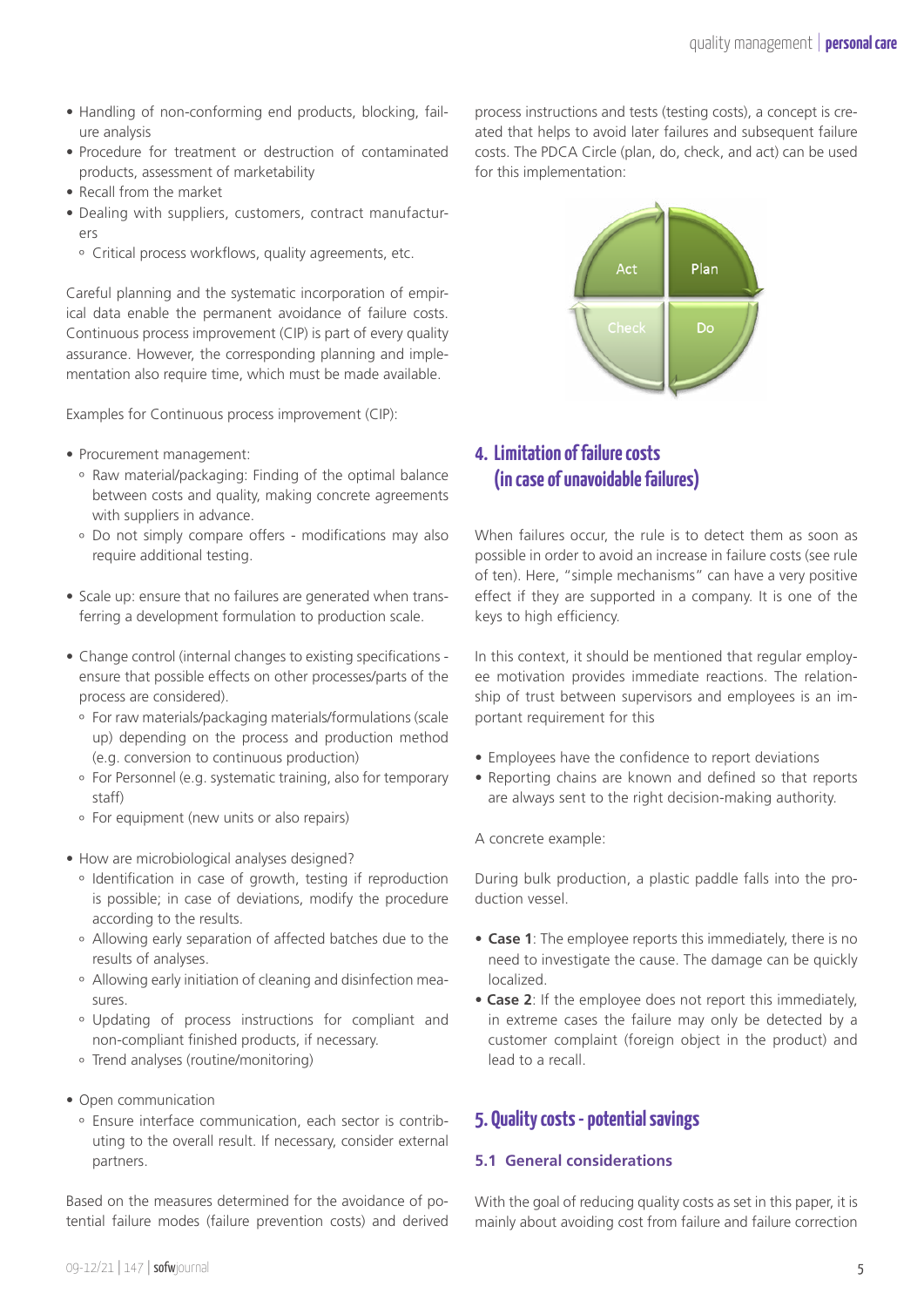- Handling of non-conforming end products, blocking, failure analysis
- Procedure for treatment or destruction of contaminated products, assessment of marketability
- Recall from the market
- Dealing with suppliers, customers, contract manufacturers
  - Critical process workflows, quality agreements, etc.

Careful planning and the systematic incorporation of empirical data enable the permanent avoidance of failure costs. Continuous process improvement (CIP) is part of every quality assurance. However, the corresponding planning and implementation also require time, which must be made available.

Examples for Continuous process improvement (CIP):

- Procurement management:
  - Raw material/packaging: Finding of the optimal balance between costs and quality, making concrete agreements with suppliers in advance.
  - Do not simply compare offers - modifications may also require additional testing.

- Scale up: ensure that no failures are generated when transferring a development formulation to production scale.

- Change control (internal changes to existing specifications - ensure that possible effects on other processes/parts of the process are considered).
  - For raw materials/packaging materials/formulations (scale up) depending on the process and production method (e.g. conversion to continuous production)
  - For Personnel (e.g. systematic training, also for temporary staff)
  - For equipment (new units or also repairs)

- How are microbiological analyses designed?
  - Identification in case of growth, testing if reproduction is possible; in case of deviations, modify the procedure according to the results.
  - Allowing early separation of affected batches due to the results of analyses.
  - Allowing early initiation of cleaning and disinfection measures.
  - Updating of process instructions for compliant and non-compliant finished products, if necessary.
  - Trend analyses (routine/monitoring)

- Open communication
  - Ensure interface communication, each sector is contributing to the overall result. If necessary, consider external partners.

Based on the measures determined for the avoidance of potential failure modes (failure prevention costs) and derived process instructions and tests (testing costs), a concept is created that helps to avoid later failures and subsequent failure costs. The PDCA Circle (plan, do, check, and act) can be used for this implementation:

Act | Plan | Check | Do

## 4. Limitation of failure costs (in case of unavoidable failures)

When failures occur, the rule is to detect them as soon as possible in order to avoid an increase in failure costs (see rule of ten). Here, "simple mechanisms" can have a very positive effect if they are supported in a company. It is one of the keys to high efficiency.

In this context, it should be mentioned that regular employee motivation provides immediate reactions. The relationship of trust between supervisors and employees is an important requirement for this

- Employees have the confidence to report deviations
- Reporting chains are known and defined so that reports are always sent to the right decision-making authority.

A concrete example:

During bulk production, a plastic paddle falls into the production vessel.

- **Case 1**: The employee reports this immediately, there is no need to investigate the cause. The damage can be quickly localized.
- **Case 2**: If the employee does not report this immediately, in extreme cases the failure may only be detected by a customer complaint (foreign object in the product) and lead to a recall.

## 5. Quality costs - potential savings

### 5.1 General considerations

With the goal of reducing quality costs as set in this paper, it is mainly about avoiding cost from failure and failure correction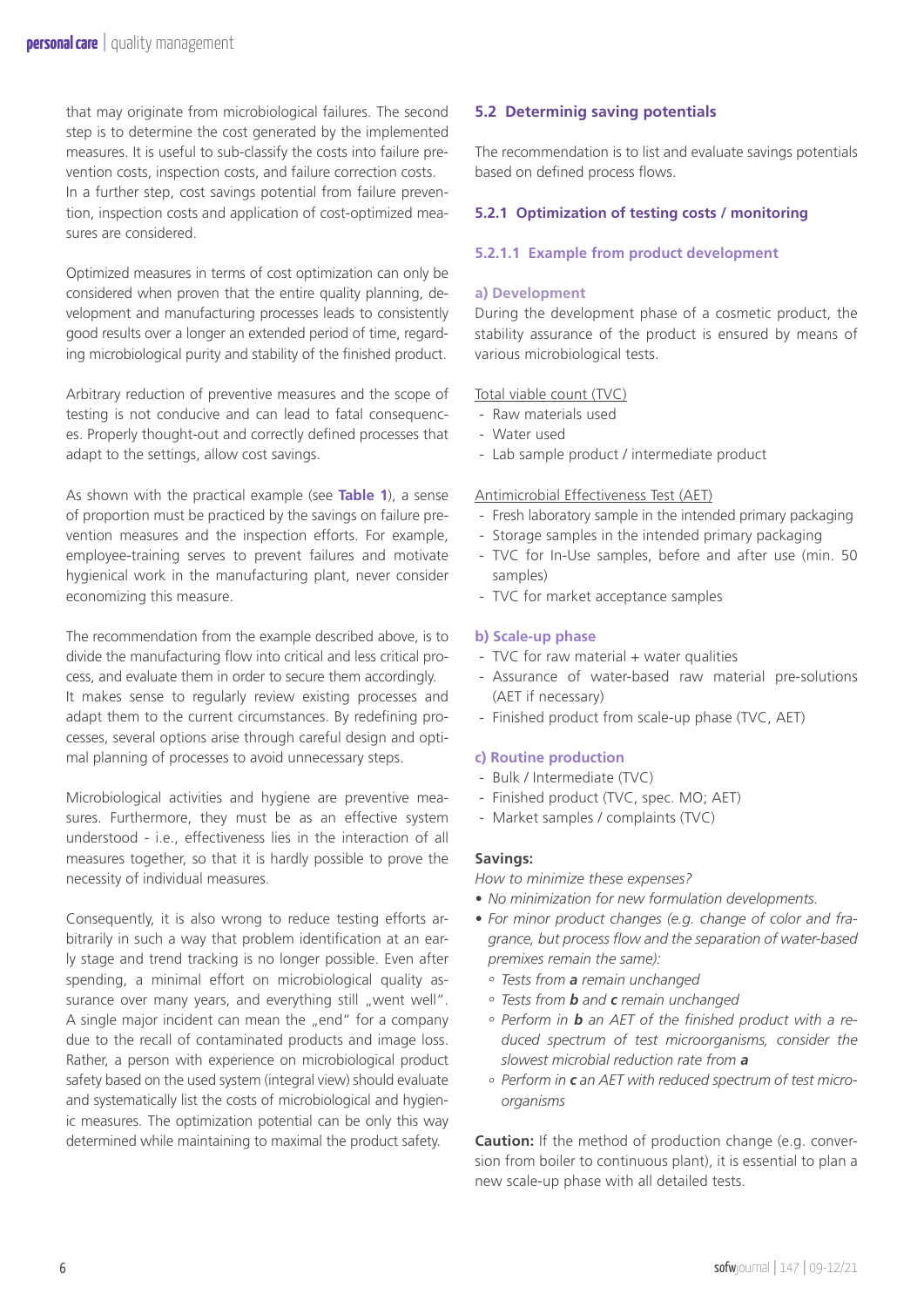that may originate from microbiological failures. The second step is to determine the cost generated by the implemented measures. It is useful to sub-classify the costs into failure prevention costs, inspection costs, and failure correction costs. In a further step, cost savings potential from failure prevention, inspection costs and application of cost-optimized measures are considered.

Optimized measures in terms of cost optimization can only be considered when proven that the entire quality planning, development and manufacturing processes leads to consistently good results over a longer an extended period of time, regarding microbiological purity and stability of the finished product.

Arbitrary reduction of preventive measures and the scope of testing is not conducive and can lead to fatal consequences. Properly thought-out and correctly defined processes that adapt to the settings, allow cost savings.

As shown with the practical example (see **Table 1**), a sense of proportion must be practiced by the savings on failure prevention measures and the inspection efforts. For example, employee-training serves to prevent failures and motivate hygienical work in the manufacturing plant, never consider economizing this measure.

The recommendation from the example described above, is to divide the manufacturing flow into critical and less critical process, and evaluate them in order to secure them accordingly. It makes sense to regularly review existing processes and adapt them to the current circumstances. By redefining processes, several options arise through careful design and optimal planning of processes to avoid unnecessary steps.

Microbiological activities and hygiene are preventive measures. Furthermore, they must be as an effective system understood - i.e., effectiveness lies in the interaction of all measures together, so that it is hardly possible to prove the necessity of individual measures.

Consequently, it is also wrong to reduce testing efforts arbitrarily in such a way that problem identification at an early stage and trend tracking is no longer possible. Even after spending, a minimal effort on microbiological quality assurance over many years, and everything still „went well". A single major incident can mean the „end" for a company due to the recall of contaminated products and image loss. Rather, a person with experience on microbiological product safety based on the used system (integral view) should evaluate and systematically list the costs of microbiological and hygienic measures. The optimization potential can be only this way determined while maintaining to maximal the product safety.

### 5.2 Determinig saving potentials

The recommendation is to list and evaluate savings potentials based on defined process flows.

#### 5.2.1 Optimization of testing costs / monitoring

##### 5.2.1.1 Example from product development

**a) Development**

During the development phase of a cosmetic product, the stability assurance of the product is ensured by means of various microbiological tests.

Total viable count (TVC)

- Raw materials used
- Water used
- Lab sample product / intermediate product

Antimicrobial Effectiveness Test (AET)

- Fresh laboratory sample in the intended primary packaging
- Storage samples in the intended primary packaging
- TVC for In-Use samples, before and after use (min. 50 samples)
- TVC for market acceptance samples

**b) Scale-up phase**

- TVC for raw material + water qualities
- Assurance of water-based raw material pre-solutions (AET if necessary)
- Finished product from scale-up phase (TVC, AET)

**c) Routine production**

- Bulk / Intermediate (TVC)
- Finished product (TVC, spec. MO; AET)
- Market samples / complaints (TVC)

**Savings:**

*How to minimize these expenses?*

- *No minimization for new formulation developments.*
- *For minor product changes (e.g. change of color and fragrance, but process flow and the separation of water-based premixes remain the same):*
  - *Tests from **a** remain unchanged*
  - *Tests from **b** and **c** remain unchanged*
  - *Perform in **b** an AET of the finished product with a reduced spectrum of test microorganisms, consider the slowest microbial reduction rate from **a***
  - *Perform in **c** an AET with reduced spectrum of test microorganisms*

**Caution:** If the method of production change (e.g. conversion from boiler to continuous plant), it is essential to plan a new scale-up phase with all detailed tests.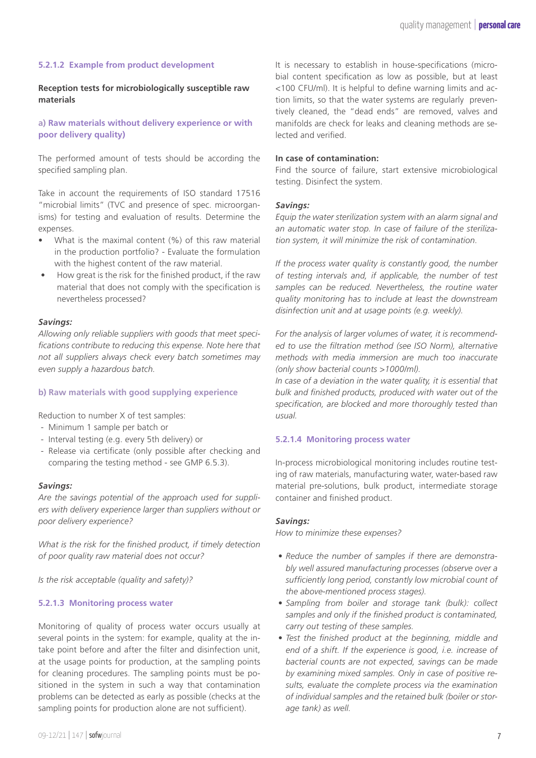#### 5.2.1.2 Example from product development

**Reception tests for microbiologically susceptible raw materials**

##### a) Raw materials without delivery experience or with poor delivery quality)

The performed amount of tests should be according the specified sampling plan.

Take in account the requirements of ISO standard 17516 "microbial limits" (TVC and presence of spec. microorganisms) for testing and evaluation of results. Determine the expenses.

- What is the maximal content (%) of this raw material in the production portfolio? - Evaluate the formulation with the highest content of the raw material.
- How great is the risk for the finished product, if the raw material that does not comply with the specification is nevertheless processed?

***Savings:***

*Allowing only reliable suppliers with goods that meet specifications contribute to reducing this expense. Note here that not all suppliers always check every batch sometimes may even supply a hazardous batch.*

##### b) Raw materials with good supplying experience

Reduction to number X of test samples:
- Minimum 1 sample per batch or
- Interval testing (e.g. every 5th delivery) or
- Release via certificate (only possible after checking and comparing the testing method - see GMP 6.5.3).

***Savings:***

*Are the savings potential of the approach used for suppliers with delivery experience larger than suppliers without or poor delivery experience?*

*What is the risk for the finished product, if timely detection of poor quality raw material does not occur?*

*Is the risk acceptable (quality and safety)?*

#### 5.2.1.3 Monitoring process water

Monitoring of quality of process water occurs usually at several points in the system: for example, quality at the intake point before and after the filter and disinfection unit, at the usage points for production, at the sampling points for cleaning procedures. The sampling points must be positioned in the system in such a way that contamination problems can be detected as early as possible (checks at the sampling points for production alone are not sufficient).

It is necessary to establish in house-specifications (microbial content specification as low as possible, but at least <100 CFU/ml). It is helpful to define warning limits and action limits, so that the water systems are regularly preventively cleaned, the "dead ends" are removed, valves and manifolds are check for leaks and cleaning methods are selected and verified.

**In case of contamination:**
Find the source of failure, start extensive microbiological testing. Disinfect the system.

***Savings:***

*Equip the water sterilization system with an alarm signal and an automatic water stop. In case of failure of the sterilization system, it will minimize the risk of contamination.*

*If the process water quality is constantly good, the number of testing intervals and, if applicable, the number of test samples can be reduced. Nevertheless, the routine water quality monitoring has to include at least the downstream disinfection unit and at usage points (e.g. weekly).*

*For the analysis of larger volumes of water, it is recommended to use the filtration method (see ISO Norm), alternative methods with media immersion are much too inaccurate (only show bacterial counts >1000/ml).*
*In case of a deviation in the water quality, it is essential that bulk and finished products, produced with water out of the specification, are blocked and more thoroughly tested than usual.*

#### 5.2.1.4 Monitoring process water

In-process microbiological monitoring includes routine testing of raw materials, manufacturing water, water-based raw material pre-solutions, bulk product, intermediate storage container and finished product.

***Savings:***

*How to minimize these expenses?*

- *Reduce the number of samples if there are demonstrably well assured manufacturing processes (observe over a sufficiently long period, constantly low microbial count of the above-mentioned process stages).*
- *Sampling from boiler and storage tank (bulk): collect samples and only if the finished product is contaminated, carry out testing of these samples.*
- *Test the finished product at the beginning, middle and end of a shift. If the experience is good, i.e. increase of bacterial counts are not expected, savings can be made by examining mixed samples. Only in case of positive results, evaluate the complete process via the examination of individual samples and the retained bulk (boiler or storage tank) as well.*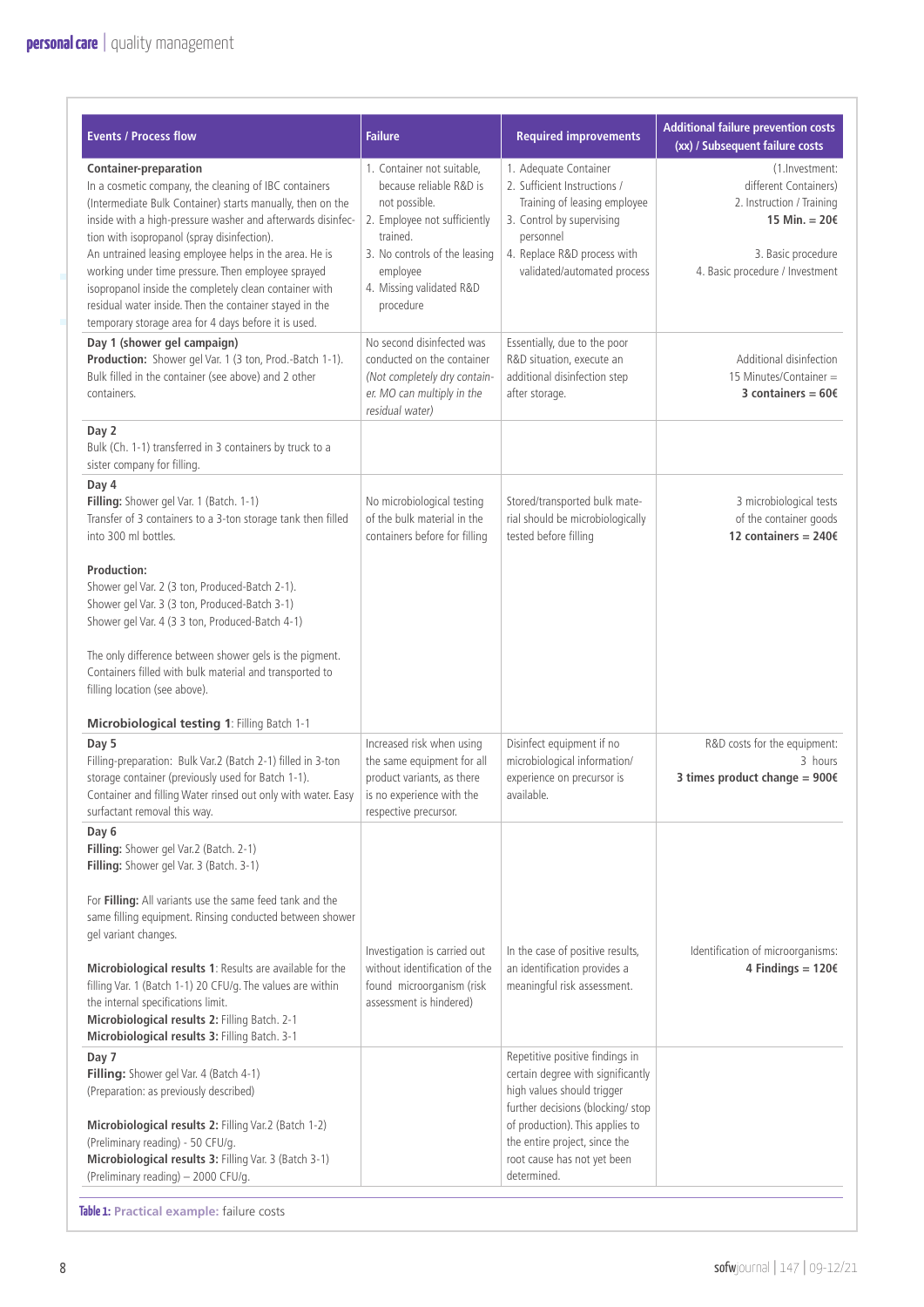| Events / Process flow | Failure | Required improvements | Additional failure prevention costs (xx) / Subsequent failure costs |
|---|---|---|---|
| **Container-preparation**<br>In a cosmetic company, the cleaning of IBC containers (Intermediate Bulk Container) starts manually, then on the inside with a high-pressure washer and afterwards disinfection with isopropanol (spray disinfection).<br>An untrained leasing employee helps in the area. He is working under time pressure. Then employee sprayed isopropanol inside the completely clean container with residual water inside. Then the container stayed in the temporary storage area for 4 days before it is used. | 1. Container not suitable, because reliable R&D is not possible.<br>2. Employee not sufficiently trained.<br>3. No controls of the leasing employee<br>4. Missing validated R&D procedure | 1. Adequate Container<br>2. Sufficient Instructions / Training of leasing employee<br>3. Control by supervising personnel<br>4. Replace R&D process with validated/automated process | (1.Investment: different Containers)<br>2. Instruction / Training<br>**15 Min. = 20€**<br>3. Basic procedure<br>4. Basic procedure / Investment |
| **Day 1 (shower gel campaign)**<br>**Production:** Shower gel Var. 1 (3 ton, Prod.-Batch 1-1).<br>Bulk filled in the container (see above) and 2 other containers. | No second disinfected was conducted on the container *(Not completely dry container. MO can multiply in the residual water)* | Essentially, due to the poor R&D situation, execute an additional disinfection step after storage. | Additional disinfection<br>15 Minutes/Container =<br>**3 containers = 60€** |
| **Day 2**<br>Bulk (Ch. 1-1) transferred in 3 containers by truck to a sister company for filling. | | | |
| **Day 4**<br>**Filling:** Shower gel Var. 1 (Batch. 1-1)<br>Transfer of 3 containers to a 3-ton storage tank then filled into 300 ml bottles.<br><br>**Production:**<br>Shower gel Var. 2 (3 ton, Produced-Batch 2-1).<br>Shower gel Var. 3 (3 ton, Produced-Batch 3-1)<br>Shower gel Var. 4 (3 3 ton, Produced-Batch 4-1)<br><br>The only difference between shower gels is the pigment. Containers filled with bulk material and transported to filling location (see above).<br><br>**Microbiological testing 1**: Filling Batch 1-1 | No microbiological testing of the bulk material in the containers before for filling | Stored/transported bulk material should be microbiologically tested before filling | 3 microbiological tests of the container goods<br>**12 containers = 240€** |
| **Day 5**<br>Filling-preparation: Bulk Var.2 (Batch 2-1) filled in 3-ton storage container (previously used for Batch 1-1).<br>Container and filling Water rinsed out only with water. Easy surfactant removal this way. | Increased risk when using the same equipment for all product variants, as there is no experience with the respective precursor. | Disinfect equipment if no microbiological information/ experience on precursor is available. | R&D costs for the equipment: 3 hours<br>**3 times product change = 900€** |
| **Day 6**<br>**Filling:** Shower gel Var.2 (Batch. 2-1)<br>**Filling:** Shower gel Var. 3 (Batch. 3-1)<br><br>For **Filling:** All variants use the same feed tank and the same filling equipment. Rinsing conducted between shower gel variant changes.<br><br>**Microbiological results 1**: Results are available for the filling Var. 1 (Batch 1-1) 20 CFU/g. The values are within the internal specifications limit.<br>**Microbiological results 2:** Filling Batch. 2-1<br>**Microbiological results 3:** Filling Batch. 3-1 | Investigation is carried out without identification of the found microorganism (risk assessment is hindered) | In the case of positive results, an identification provides a meaningful risk assessment. | Identification of microorganisms:<br>**4 Findings = 120€** |
| **Day 7**<br>**Filling:** Shower gel Var. 4 (Batch 4-1)<br>(Preparation: as previously described)<br><br>**Microbiological results 2:** Filling Var.2 (Batch 1-2)<br>(Preliminary reading) - 50 CFU/g.<br>**Microbiological results 3:** Filling Var. 3 (Batch 3-1)<br>(Preliminary reading) – 2000 CFU/g. | | Repetitive positive findings in certain degree with significantly high values should trigger further decisions (blocking/ stop of production). This applies to the entire project, since the root cause has not yet been determined. | |

**Table 1:** Practical example: failure costs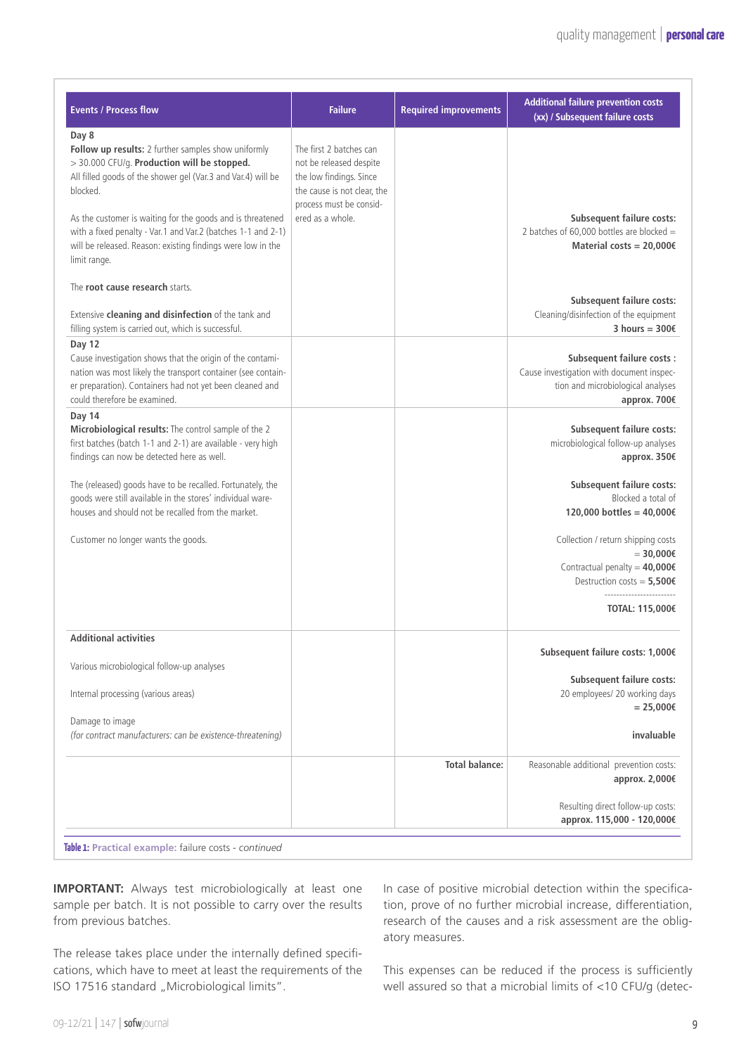| Events / Process flow | Failure | Required improvements | Additional failure prevention costs (xx) / Subsequent failure costs |
|---|---|---|---|
| **Day 8**<br>**Follow up results:** 2 further samples show uniformly > 30.000 CFU/g. **Production will be stopped.** All filled goods of the shower gel (Var.3 and Var.4) will be blocked.<br><br>As the customer is waiting for the goods and is threatened with a fixed penalty - Var.1 and Var.2 (batches 1-1 and 2-1) will be released. Reason: existing findings were low in the limit range.<br><br>The **root cause research** starts.<br><br>Extensive **cleaning and disinfection** of the tank and filling system is carried out, which is successful. | The first 2 batches can not be released despite the low findings. Since the cause is not clear, the process must be considered as a whole. | | **Subsequent failure costs:** 2 batches of 60,000 bottles are blocked = **Material costs = 20,000€**<br><br>**Subsequent failure costs:** Cleaning/disinfection of the equipment **3 hours = 300€** |
| **Day 12**<br>Cause investigation shows that the origin of the contamination was most likely the transport container (see container preparation). Containers had not yet been cleaned and could therefore be examined. | | | **Subsequent failure costs :** Cause investigation with document inspection and microbiological analyses **approx. 700€** |
| **Day 14**<br>**Microbiological results:** The control sample of the 2 first batches (batch 1-1 and 2-1) are available - very high findings can now be detected here as well.<br><br>The (released) goods have to be recalled. Fortunately, the goods were still available in the stores' individual warehouses and should not be recalled from the market.<br><br>Customer no longer wants the goods. | | | **Subsequent failure costs:** microbiological follow-up analyses **approx. 350€**<br><br>**Subsequent failure costs:** Blocked a total of **120,000 bottles = 40,000€**<br><br>Collection / return shipping costs = **30,000€**<br>Contractual penalty = **40,000€**<br>Destruction costs = **5,500€**<br>------------------------<br>**TOTAL: 115,000€** |
| **Additional activities**<br><br>Various microbiological follow-up analyses<br><br>Internal processing (various areas)<br><br>Damage to image<br>*(for contract manufacturers: can be existence-threatening)* | | | **Subsequent failure costs: 1,000€**<br><br>**Subsequent failure costs:** 20 employees/ 20 working days **= 25,000€**<br><br>**invaluable** |
| | | **Total balance:** | Reasonable additional prevention costs: **approx. 2,000€**<br><br>Resulting direct follow-up costs: **approx. 115,000 - 120,000€** |

**Table 1:** **Practical example:** failure costs - *continued*

**IMPORTANT:** Always test microbiologically at least one sample per batch. It is not possible to carry over the results from previous batches.

The release takes place under the internally defined specifications, which have to meet at least the requirements of the ISO 17516 standard „Microbiological limits".

In case of positive microbial detection within the specification, prove of no further microbial increase, differentiation, research of the causes and a risk assessment are the obligatory measures.

This expenses can be reduced if the process is sufficiently well assured so that a microbial limits of <10 CFU/g (detec-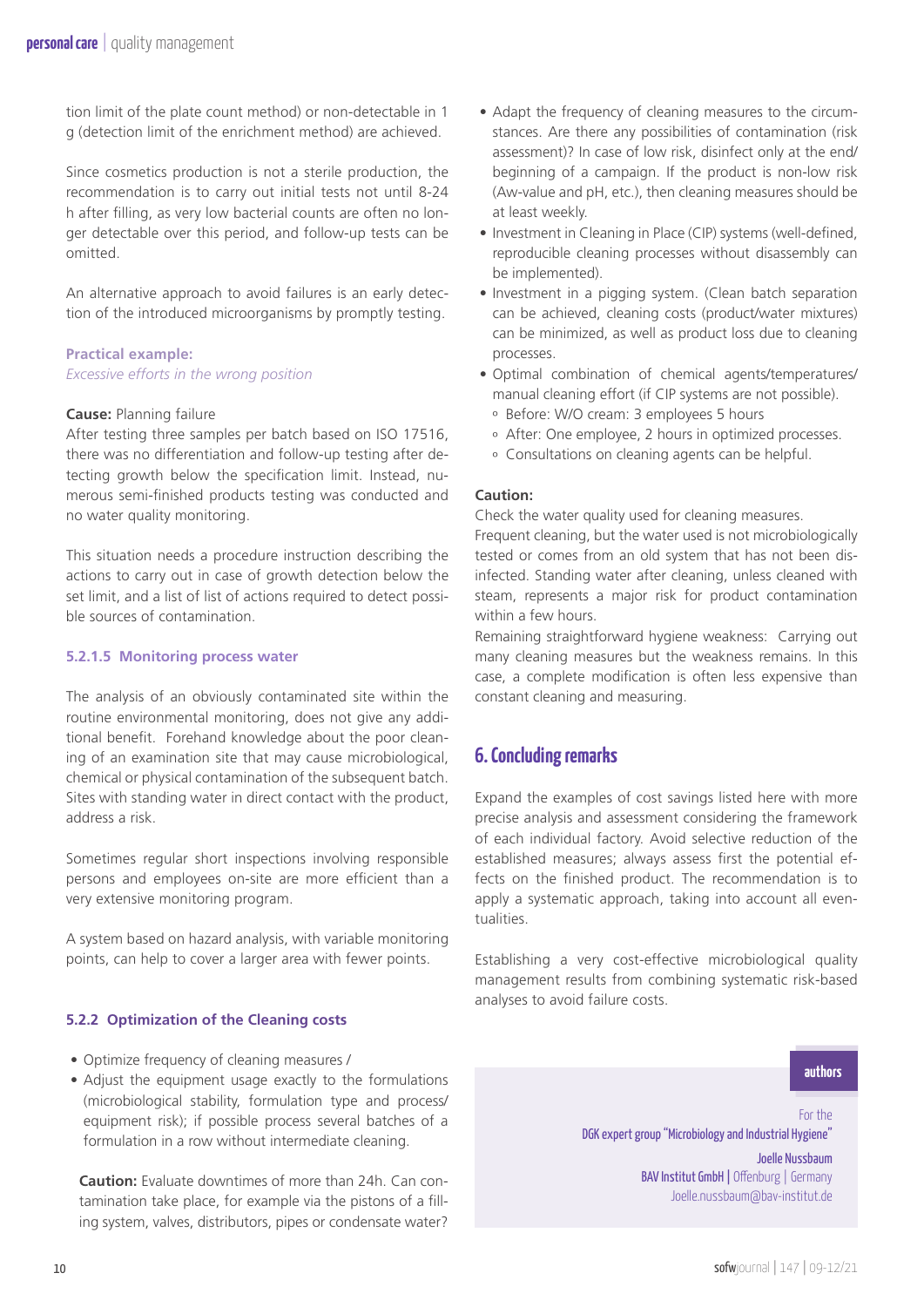tion limit of the plate count method) or non-detectable in 1 g (detection limit of the enrichment method) are achieved.

Since cosmetics production is not a sterile production, the recommendation is to carry out initial tests not until 8-24 h after filling, as very low bacterial counts are often no longer detectable over this period, and follow-up tests can be omitted.

An alternative approach to avoid failures is an early detection of the introduced microorganisms by promptly testing.

**Practical example:**
*Excessive efforts in the wrong position*

**Cause:** Planning failure
After testing three samples per batch based on ISO 17516, there was no differentiation and follow-up testing after detecting growth below the specification limit. Instead, numerous semi-finished products testing was conducted and no water quality monitoring.

This situation needs a procedure instruction describing the actions to carry out in case of growth detection below the set limit, and a list of list of actions required to detect possible sources of contamination.

#### 5.2.1.5 Monitoring process water

The analysis of an obviously contaminated site within the routine environmental monitoring, does not give any additional benefit. Forehand knowledge about the poor cleaning of an examination site that may cause microbiological, chemical or physical contamination of the subsequent batch. Sites with standing water in direct contact with the product, address a risk.

Sometimes regular short inspections involving responsible persons and employees on-site are more efficient than a very extensive monitoring program.

A system based on hazard analysis, with variable monitoring points, can help to cover a larger area with fewer points.

### 5.2.2 Optimization of the Cleaning costs

- Optimize frequency of cleaning measures /
- Adjust the equipment usage exactly to the formulations (microbiological stability, formulation type and process/equipment risk); if possible process several batches of a formulation in a row without intermediate cleaning.

**Caution:** Evaluate downtimes of more than 24h. Can contamination take place, for example via the pistons of a filling system, valves, distributors, pipes or condensate water?

- Adapt the frequency of cleaning measures to the circumstances. Are there any possibilities of contamination (risk assessment)? In case of low risk, disinfect only at the end/beginning of a campaign. If the product is non-low risk (Aw-value and pH, etc.), then cleaning measures should be at least weekly.
- Investment in Cleaning in Place (CIP) systems (well-defined, reproducible cleaning processes without disassembly can be implemented).
- Investment in a pigging system. (Clean batch separation can be achieved, cleaning costs (product/water mixtures) can be minimized, as well as product loss due to cleaning processes.
- Optimal combination of chemical agents/temperatures/manual cleaning effort (if CIP systems are not possible).
  - Before: W/O cream: 3 employees 5 hours
  - After: One employee, 2 hours in optimized processes.
  - Consultations on cleaning agents can be helpful.

**Caution:**
Check the water quality used for cleaning measures.
Frequent cleaning, but the water used is not microbiologically tested or comes from an old system that has not been disinfected. Standing water after cleaning, unless cleaned with steam, represents a major risk for product contamination within a few hours.
Remaining straightforward hygiene weakness: Carrying out many cleaning measures but the weakness remains. In this case, a complete modification is often less expensive than constant cleaning and measuring.

## 6. Concluding remarks

Expand the examples of cost savings listed here with more precise analysis and assessment considering the framework of each individual factory. Avoid selective reduction of the established measures; always assess first the potential effects on the finished product. The recommendation is to apply a systematic approach, taking into account all eventualities.

Establishing a very cost-effective microbiological quality management results from combining systematic risk-based analyses to avoid failure costs.

**authors**

For the
DGK expert group "Microbiology and Industrial Hygiene"

Joelle Nussbaum
BAV Institut GmbH | Offenburg | Germany
Joelle.nussbaum@bav-institut.de